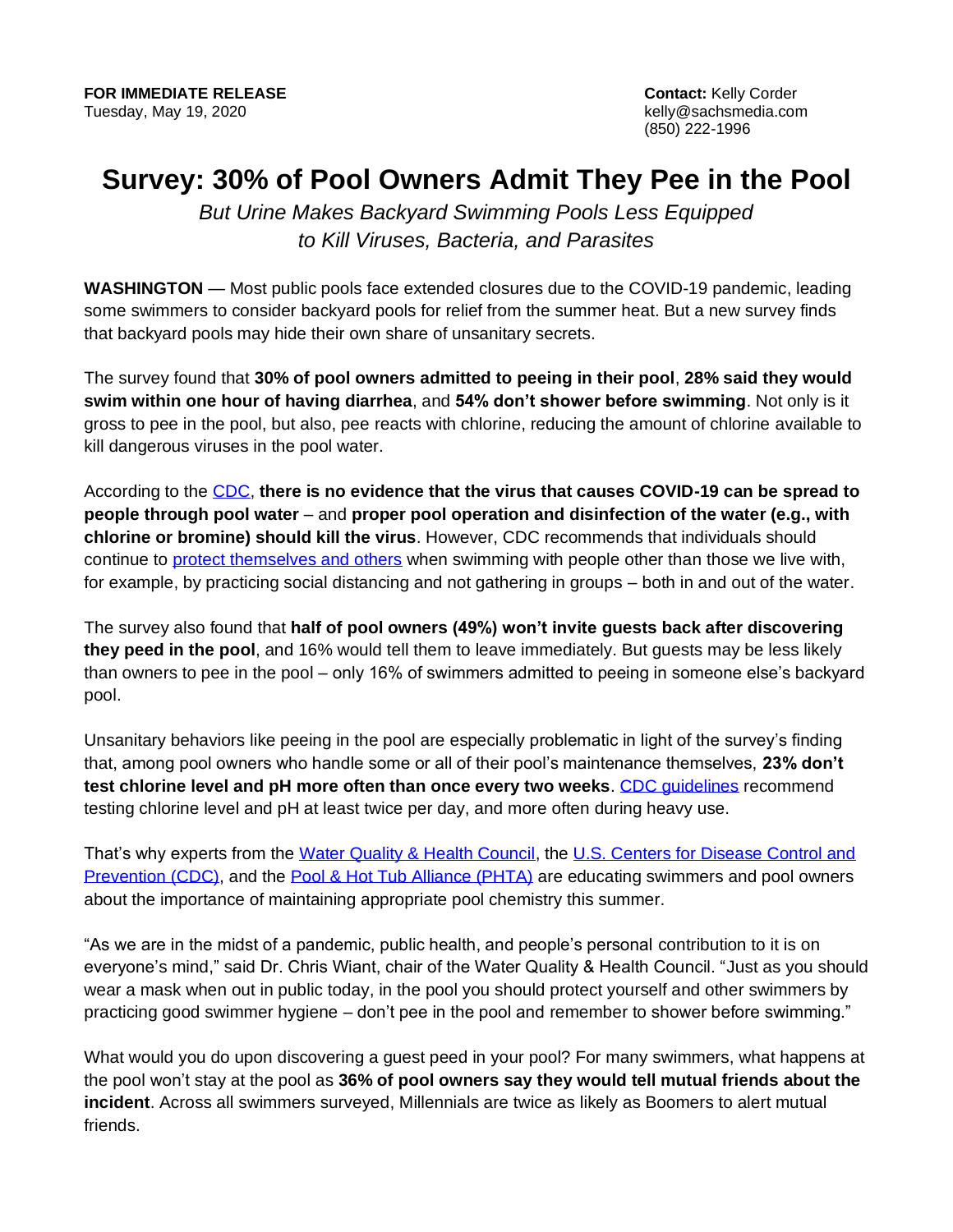**FOR IMMEDIATE RELEASE**
Tuesday, May 19, 2020

**Contact:** Kelly Corder
kelly@sachsmedia.com
(850) 222-1996

# Survey: 30% of Pool Owners Admit They Pee in the Pool

*But Urine Makes Backyard Swimming Pools Less Equipped to Kill Viruses, Bacteria, and Parasites*

**WASHINGTON** — Most public pools face extended closures due to the COVID-19 pandemic, leading some swimmers to consider backyard pools for relief from the summer heat. But a new survey finds that backyard pools may hide their own share of unsanitary secrets.

The survey found that **30% of pool owners admitted to peeing in their pool**, **28% said they would swim within one hour of having diarrhea**, and **54% don't shower before swimming**. Not only is it gross to pee in the pool, but also, pee reacts with chlorine, reducing the amount of chlorine available to kill dangerous viruses in the pool water.

According to the CDC, **there is no evidence that the virus that causes COVID-19 can be spread to people through pool water** – and **proper pool operation and disinfection of the water (e.g., with chlorine or bromine) should kill the virus**. However, CDC recommends that individuals should continue to protect themselves and others when swimming with people other than those we live with, for example, by practicing social distancing and not gathering in groups – both in and out of the water.

The survey also found that **half of pool owners (49%) won't invite guests back after discovering they peed in the pool**, and 16% would tell them to leave immediately. But guests may be less likely than owners to pee in the pool – only 16% of swimmers admitted to peeing in someone else's backyard pool.

Unsanitary behaviors like peeing in the pool are especially problematic in light of the survey's finding that, among pool owners who handle some or all of their pool's maintenance themselves, **23% don't test chlorine level and pH more often than once every two weeks**. CDC guidelines recommend testing chlorine level and pH at least twice per day, and more often during heavy use.

That's why experts from the Water Quality & Health Council, the U.S. Centers for Disease Control and Prevention (CDC), and the Pool & Hot Tub Alliance (PHTA) are educating swimmers and pool owners about the importance of maintaining appropriate pool chemistry this summer.

"As we are in the midst of a pandemic, public health, and people's personal contribution to it is on everyone's mind," said Dr. Chris Wiant, chair of the Water Quality & Health Council. "Just as you should wear a mask when out in public today, in the pool you should protect yourself and other swimmers by practicing good swimmer hygiene – don't pee in the pool and remember to shower before swimming."

What would you do upon discovering a guest peed in your pool? For many swimmers, what happens at the pool won't stay at the pool as **36% of pool owners say they would tell mutual friends about the incident**. Across all swimmers surveyed, Millennials are twice as likely as Boomers to alert mutual friends.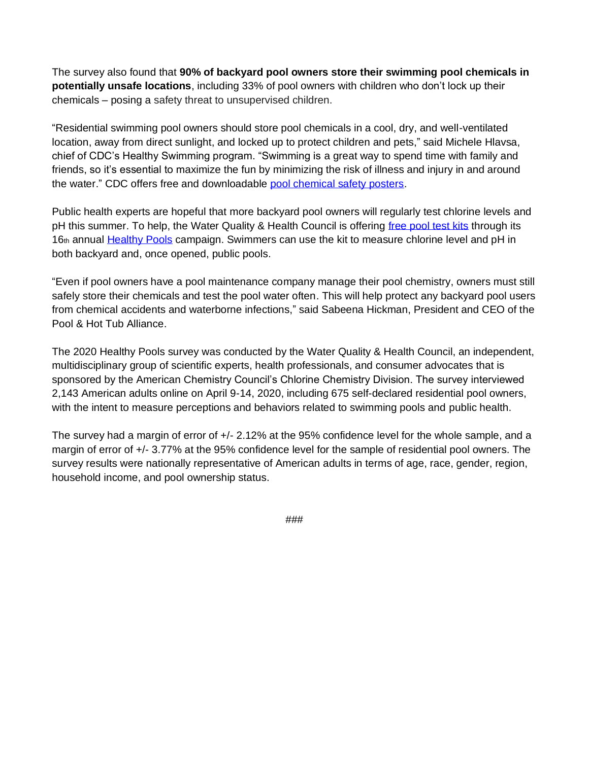The survey also found that **90% of backyard pool owners store their swimming pool chemicals in potentially unsafe locations**, including 33% of pool owners with children who don't lock up their chemicals – posing a safety threat to unsupervised children.

"Residential swimming pool owners should store pool chemicals in a cool, dry, and well-ventilated location, away from direct sunlight, and locked up to protect children and pets," said Michele Hlavsa, chief of CDC's Healthy Swimming program. "Swimming is a great way to spend time with family and friends, so it's essential to maximize the fun by minimizing the risk of illness and injury in and around the water." CDC offers free and downloadable pool chemical safety posters.

Public health experts are hopeful that more backyard pool owners will regularly test chlorine levels and pH this summer. To help, the Water Quality & Health Council is offering free pool test kits through its 16th annual Healthy Pools campaign. Swimmers can use the kit to measure chlorine level and pH in both backyard and, once opened, public pools.

"Even if pool owners have a pool maintenance company manage their pool chemistry, owners must still safely store their chemicals and test the pool water often. This will help protect any backyard pool users from chemical accidents and waterborne infections," said Sabeena Hickman, President and CEO of the Pool & Hot Tub Alliance.

The 2020 Healthy Pools survey was conducted by the Water Quality & Health Council, an independent, multidisciplinary group of scientific experts, health professionals, and consumer advocates that is sponsored by the American Chemistry Council's Chlorine Chemistry Division. The survey interviewed 2,143 American adults online on April 9-14, 2020, including 675 self-declared residential pool owners, with the intent to measure perceptions and behaviors related to swimming pools and public health.

The survey had a margin of error of +/- 2.12% at the 95% confidence level for the whole sample, and a margin of error of +/- 3.77% at the 95% confidence level for the sample of residential pool owners. The survey results were nationally representative of American adults in terms of age, race, gender, region, household income, and pool ownership status.

###